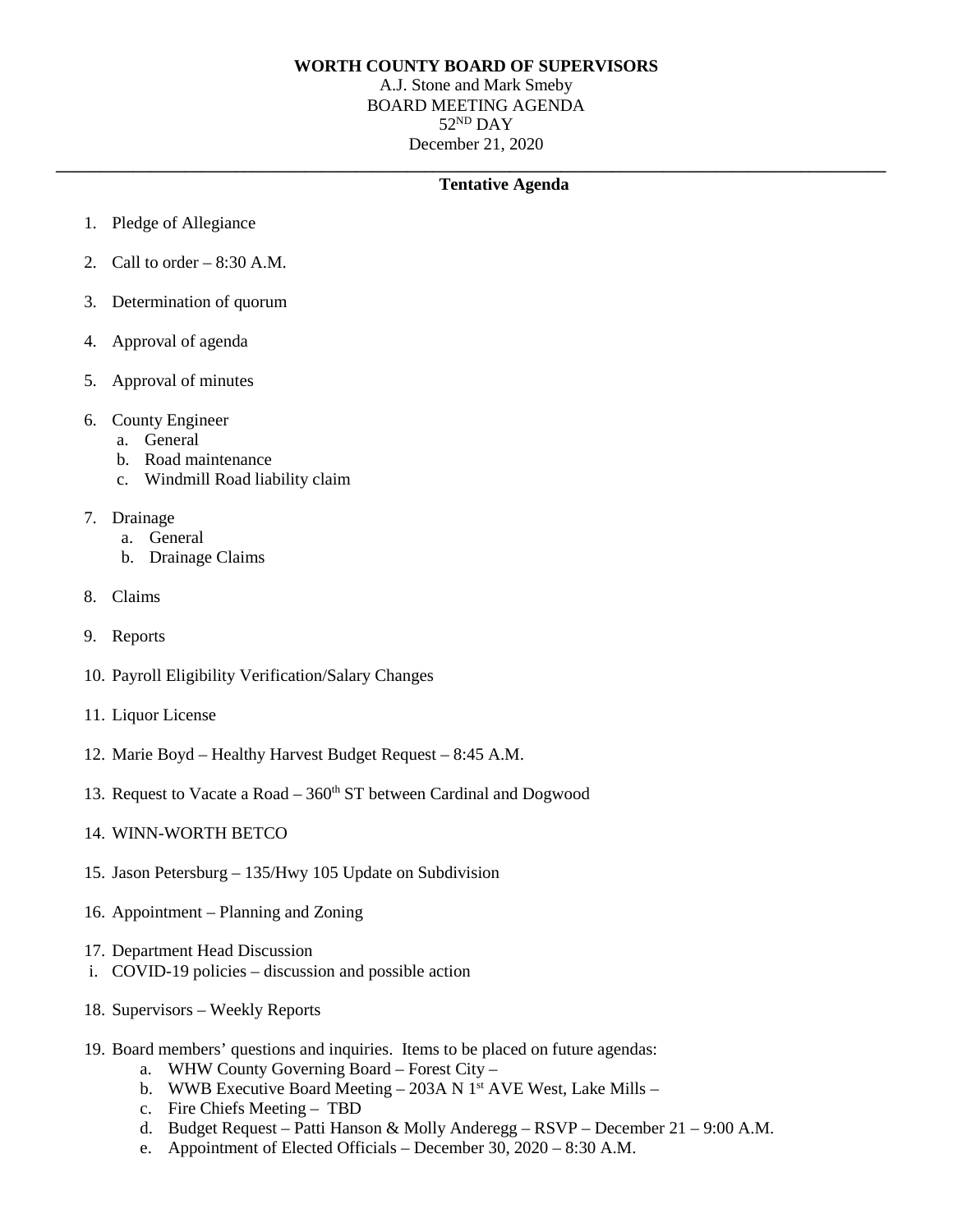**WORTH COUNTY BOARD OF SUPERVISORS**

A.J. Stone and Mark Smeby

BOARD MEETING AGENDA

52ND DAY

December 21, 2020

---

**Tentative Agenda**

1. Pledge of Allegiance
2. Call to order – 8:30 A.M.
3. Determination of quorum
4. Approval of agenda
5. Approval of minutes
6. County Engineer
    a. General
    b. Road maintenance
    c. Windmill Road liability claim
7. Drainage
    a. General
    b. Drainage Claims
8. Claims
9. Reports
10. Payroll Eligibility Verification/Salary Changes
11. Liquor License
12. Marie Boyd – Healthy Harvest Budget Request – 8:45 A.M.
13. Request to Vacate a Road – 360th ST between Cardinal and Dogwood
14. WINN-WORTH BETCO
15. Jason Petersburg – 135/Hwy 105 Update on Subdivision
16. Appointment – Planning and Zoning
17. Department Head Discussion
    i. COVID-19 policies – discussion and possible action
18. Supervisors – Weekly Reports
19. Board members' questions and inquiries. Items to be placed on future agendas:
    a. WHW County Governing Board – Forest City –
    b. WWB Executive Board Meeting – 203A N 1st AVE West, Lake Mills –
    c. Fire Chiefs Meeting – TBD
    d. Budget Request – Patti Hanson & Molly Anderegg – RSVP – December 21 – 9:00 A.M.
    e. Appointment of Elected Officials – December 30, 2020 – 8:30 A.M.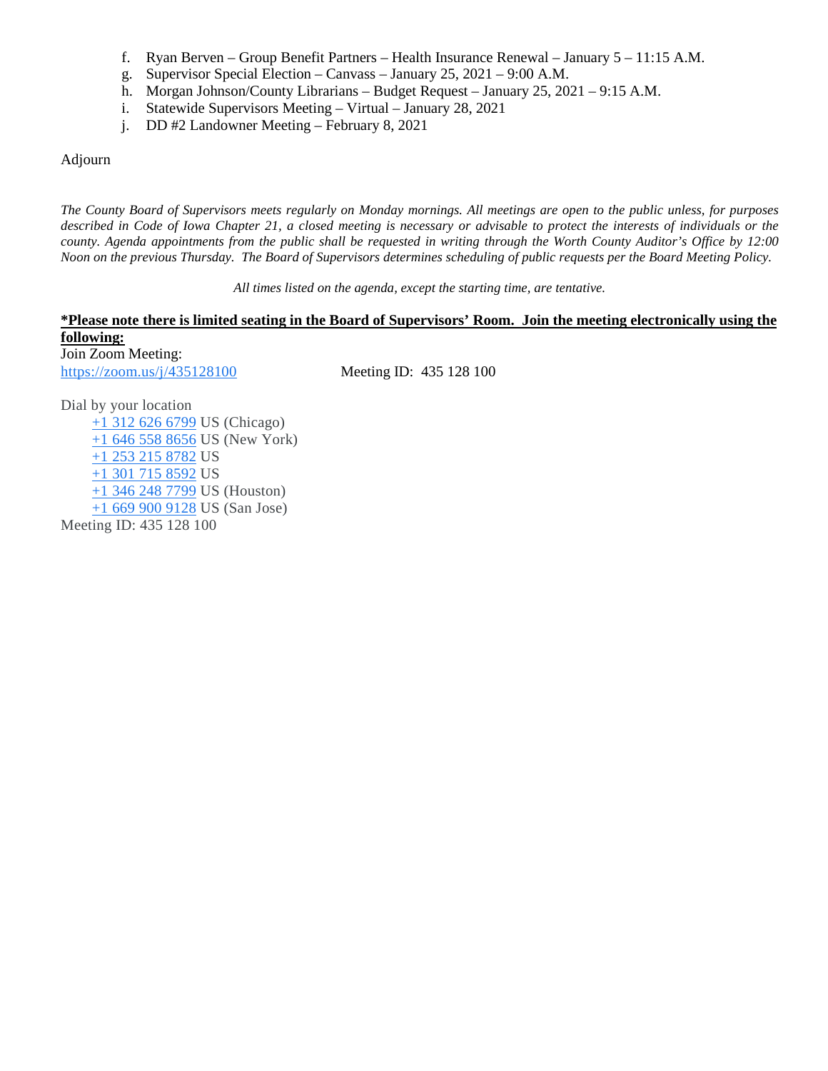f. Ryan Berven – Group Benefit Partners – Health Insurance Renewal – January 5 – 11:15 A.M.
g. Supervisor Special Election – Canvass – January 25, 2021 – 9:00 A.M.
h. Morgan Johnson/County Librarians – Budget Request – January 25, 2021 – 9:15 A.M.
i. Statewide Supervisors Meeting – Virtual – January 28, 2021
j. DD #2 Landowner Meeting – February 8, 2021

Adjourn

*The County Board of Supervisors meets regularly on Monday mornings. All meetings are open to the public unless, for purposes described in Code of Iowa Chapter 21, a closed meeting is necessary or advisable to protect the interests of individuals or the county. Agenda appointments from the public shall be requested in writing through the Worth County Auditor's Office by 12:00 Noon on the previous Thursday. The Board of Supervisors determines scheduling of public requests per the Board Meeting Policy.*

*All times listed on the agenda, except the starting time, are tentative.*

**\*Please note there is limited seating in the Board of Supervisors' Room. Join the meeting electronically using the following:**

Join Zoom Meeting:
https://zoom.us/j/435128100 Meeting ID: 435 128 100

Dial by your location
+1 312 626 6799 US (Chicago)
+1 646 558 8656 US (New York)
+1 253 215 8782 US
+1 301 715 8592 US
+1 346 248 7799 US (Houston)
+1 669 900 9128 US (San Jose)
Meeting ID: 435 128 100